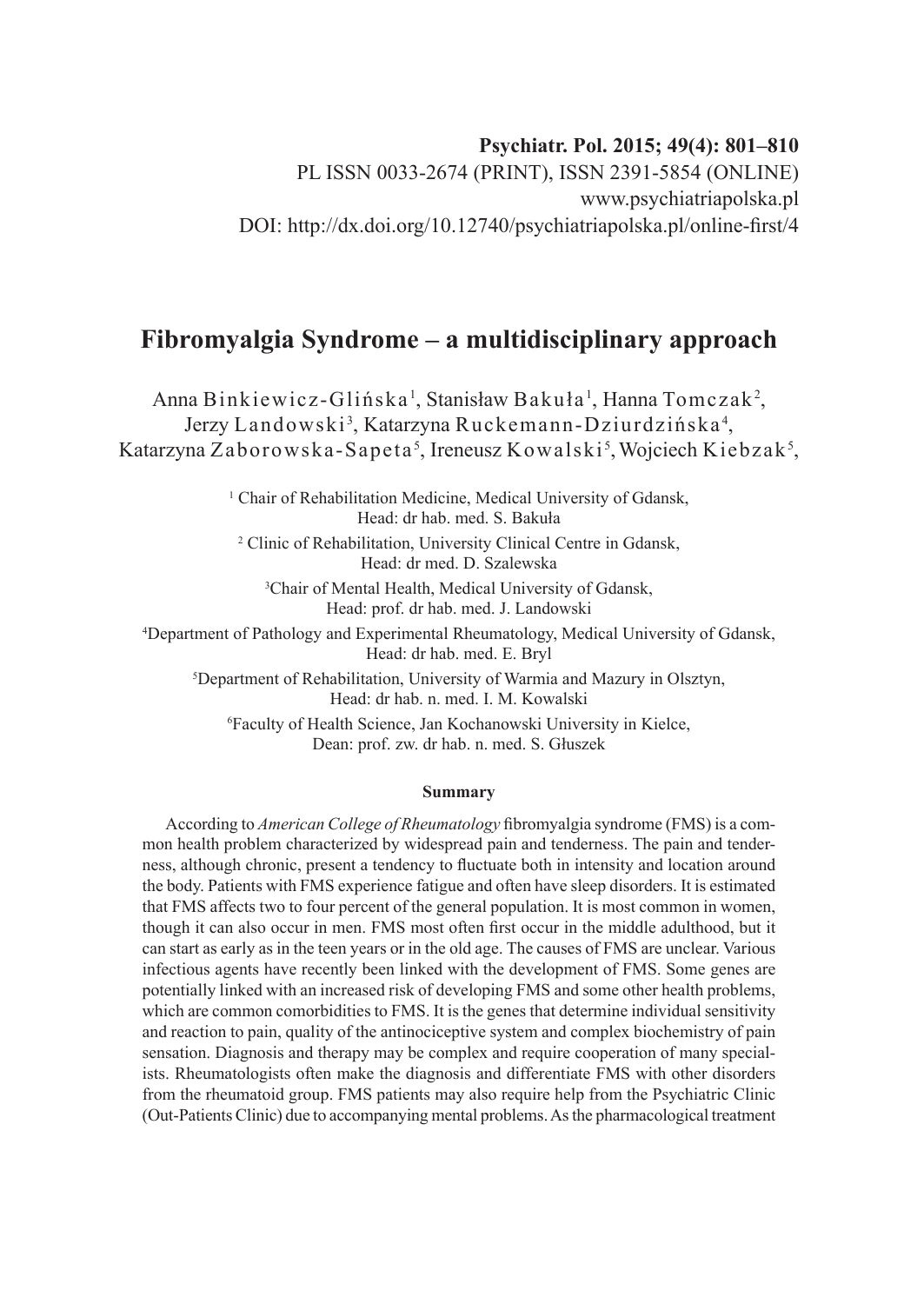**Psychiatr. Pol. 2015; 49(4): 801–810**
PL ISSN 0033-2674 (PRINT), ISSN 2391-5854 (ONLINE)
www.psychiatriapolska.pl
DOI: http://dx.doi.org/10.12740/psychiatriapolska.pl/online-first/4

# Fibromyalgia Syndrome – a multidisciplinary approach

Anna Binkiewicz-Glińska[1], Stanisław Bakuła[1], Hanna Tomczak[2], Jerzy Landowski[3], Katarzyna Ruckemann-Dziurdzińska[4], Katarzyna Zaborowska-Sapeta[5], Ireneusz Kowalski[5], Wojciech Kiebzak[5],

[1] Chair of Rehabilitation Medicine, Medical University of Gdansk, Head: dr hab. med. S. Bakuła

[2] Clinic of Rehabilitation, University Clinical Centre in Gdansk, Head: dr med. D. Szalewska

[3] Chair of Mental Health, Medical University of Gdansk, Head: prof. dr hab. med. J. Landowski

[4] Department of Pathology and Experimental Rheumatology, Medical University of Gdansk, Head: dr hab. med. E. Bryl

[5] Department of Rehabilitation, University of Warmia and Mazury in Olsztyn, Head: dr hab. n. med. I. M. Kowalski

[6] Faculty of Health Science, Jan Kochanowski University in Kielce, Dean: prof. zw. dr hab. n. med. S. Głuszek

**Summary**

According to *American College of Rheumatology* fibromyalgia syndrome (FMS) is a common health problem characterized by widespread pain and tenderness. The pain and tenderness, although chronic, present a tendency to fluctuate both in intensity and location around the body. Patients with FMS experience fatigue and often have sleep disorders. It is estimated that FMS affects two to four percent of the general population. It is most common in women, though it can also occur in men. FMS most often first occur in the middle adulthood, but it can start as early as in the teen years or in the old age. The causes of FMS are unclear. Various infectious agents have recently been linked with the development of FMS. Some genes are potentially linked with an increased risk of developing FMS and some other health problems, which are common comorbidities to FMS. It is the genes that determine individual sensitivity and reaction to pain, quality of the antinociceptive system and complex biochemistry of pain sensation. Diagnosis and therapy may be complex and require cooperation of many specialists. Rheumatologists often make the diagnosis and differentiate FMS with other disorders from the rheumatoid group. FMS patients may also require help from the Psychiatric Clinic (Out-Patients Clinic) due to accompanying mental problems. As the pharmacological treatment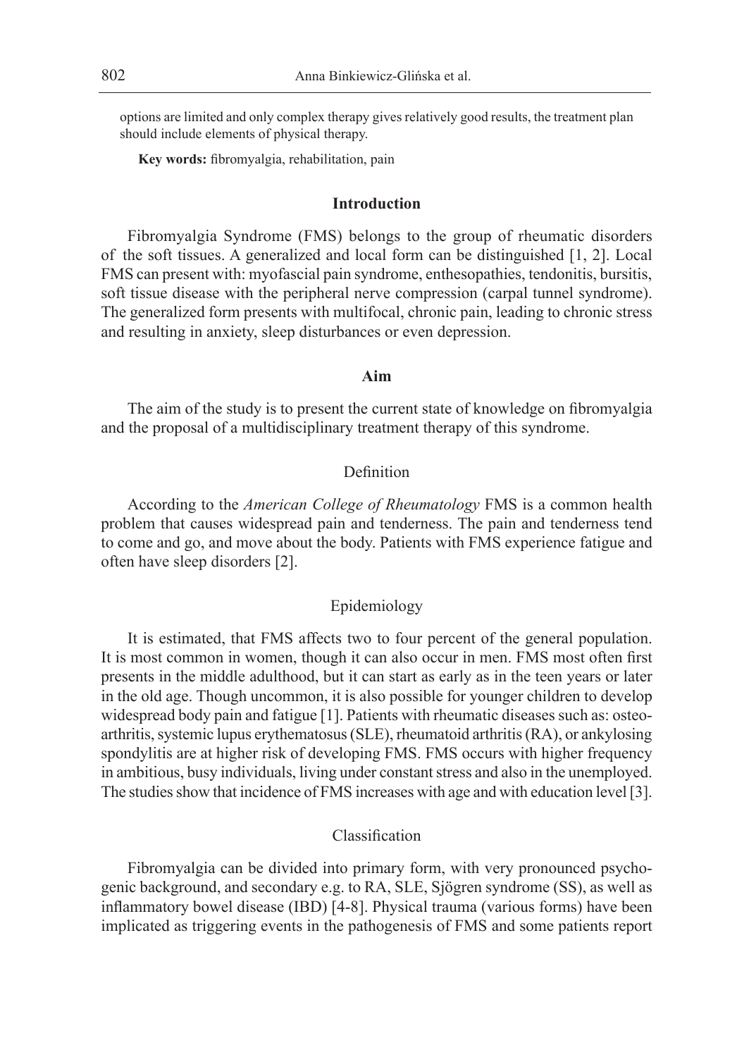options are limited and only complex therapy gives relatively good results, the treatment plan should include elements of physical therapy.

**Key words:** fibromyalgia, rehabilitation, pain

## Introduction

Fibromyalgia Syndrome (FMS) belongs to the group of rheumatic disorders of the soft tissues. A generalized and local form can be distinguished [1, 2]. Local FMS can present with: myofascial pain syndrome, enthesopathies, tendonitis, bursitis, soft tissue disease with the peripheral nerve compression (carpal tunnel syndrome). The generalized form presents with multifocal, chronic pain, leading to chronic stress and resulting in anxiety, sleep disturbances or even depression.

## Aim

The aim of the study is to present the current state of knowledge on fibromyalgia and the proposal of a multidisciplinary treatment therapy of this syndrome.

### Definition

According to the *American College of Rheumatology* FMS is a common health problem that causes widespread pain and tenderness. The pain and tenderness tend to come and go, and move about the body. Patients with FMS experience fatigue and often have sleep disorders [2].

### Epidemiology

It is estimated, that FMS affects two to four percent of the general population. It is most common in women, though it can also occur in men. FMS most often first presents in the middle adulthood, but it can start as early as in the teen years or later in the old age. Though uncommon, it is also possible for younger children to develop widespread body pain and fatigue [1]. Patients with rheumatic diseases such as: osteoarthritis, systemic lupus erythematosus (SLE), rheumatoid arthritis (RA), or ankylosing spondylitis are at higher risk of developing FMS. FMS occurs with higher frequency in ambitious, busy individuals, living under constant stress and also in the unemployed. The studies show that incidence of FMS increases with age and with education level [3].

### Classification

Fibromyalgia can be divided into primary form, with very pronounced psychogenic background, and secondary e.g. to RA, SLE, Sjögren syndrome (SS), as well as inflammatory bowel disease (IBD) [4-8]. Physical trauma (various forms) have been implicated as triggering events in the pathogenesis of FMS and some patients report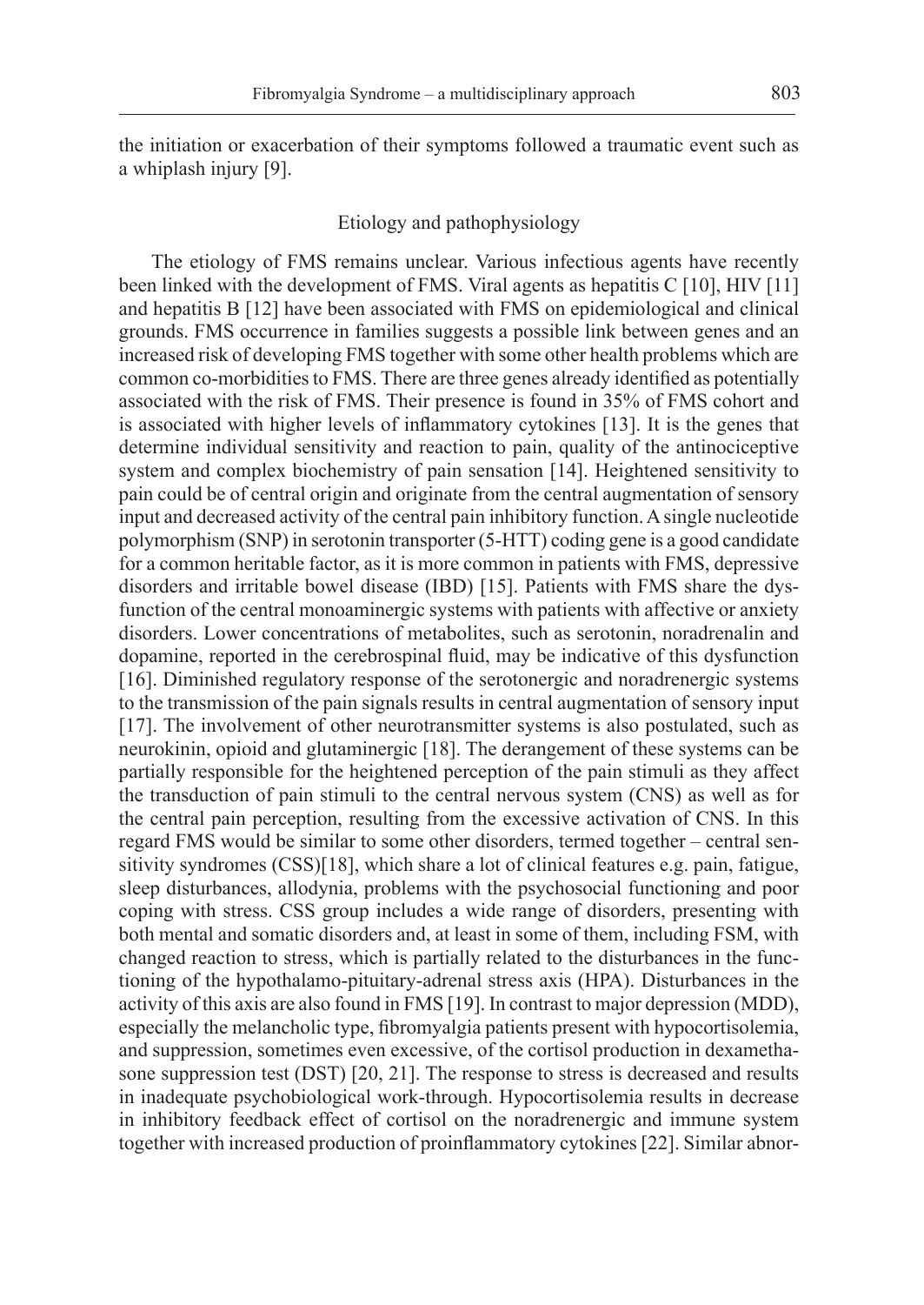the initiation or exacerbation of their symptoms followed a traumatic event such as a whiplash injury [9].

## Etiology and pathophysiology

The etiology of FMS remains unclear. Various infectious agents have recently been linked with the development of FMS. Viral agents as hepatitis C [10], HIV [11] and hepatitis B [12] have been associated with FMS on epidemiological and clinical grounds. FMS occurrence in families suggests a possible link between genes and an increased risk of developing FMS together with some other health problems which are common co-morbidities to FMS. There are three genes already identified as potentially associated with the risk of FMS. Their presence is found in 35% of FMS cohort and is associated with higher levels of inflammatory cytokines [13]. It is the genes that determine individual sensitivity and reaction to pain, quality of the antinociceptive system and complex biochemistry of pain sensation [14]. Heightened sensitivity to pain could be of central origin and originate from the central augmentation of sensory input and decreased activity of the central pain inhibitory function. A single nucleotide polymorphism (SNP) in serotonin transporter (5-HTT) coding gene is a good candidate for a common heritable factor, as it is more common in patients with FMS, depressive disorders and irritable bowel disease (IBD) [15]. Patients with FMS share the dysfunction of the central monoaminergic systems with patients with affective or anxiety disorders. Lower concentrations of metabolites, such as serotonin, noradrenalin and dopamine, reported in the cerebrospinal fluid, may be indicative of this dysfunction [16]. Diminished regulatory response of the serotonergic and noradrenergic systems to the transmission of the pain signals results in central augmentation of sensory input [17]. The involvement of other neurotransmitter systems is also postulated, such as neurokinin, opioid and glutaminergic [18]. The derangement of these systems can be partially responsible for the heightened perception of the pain stimuli as they affect the transduction of pain stimuli to the central nervous system (CNS) as well as for the central pain perception, resulting from the excessive activation of CNS. In this regard FMS would be similar to some other disorders, termed together – central sensitivity syndromes (CSS)[18], which share a lot of clinical features e.g. pain, fatigue, sleep disturbances, allodynia, problems with the psychosocial functioning and poor coping with stress. CSS group includes a wide range of disorders, presenting with both mental and somatic disorders and, at least in some of them, including FSM, with changed reaction to stress, which is partially related to the disturbances in the functioning of the hypothalamo-pituitary-adrenal stress axis (HPA). Disturbances in the activity of this axis are also found in FMS [19]. In contrast to major depression (MDD), especially the melancholic type, fibromyalgia patients present with hypocortisolemia, and suppression, sometimes even excessive, of the cortisol production in dexamethasone suppression test (DST) [20, 21]. The response to stress is decreased and results in inadequate psychobiological work-through. Hypocortisolemia results in decrease in inhibitory feedback effect of cortisol on the noradrenergic and immune system together with increased production of proinflammatory cytokines [22]. Similar abnor-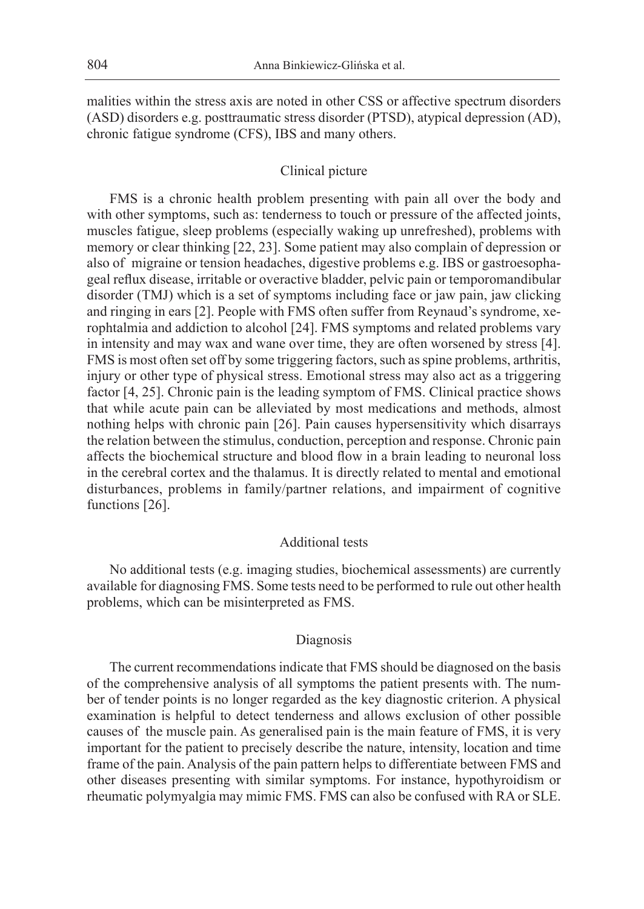malities within the stress axis are noted in other CSS or affective spectrum disorders (ASD) disorders e.g. posttraumatic stress disorder (PTSD), atypical depression (AD), chronic fatigue syndrome (CFS), IBS and many others.

## Clinical picture

FMS is a chronic health problem presenting with pain all over the body and with other symptoms, such as: tenderness to touch or pressure of the affected joints, muscles fatigue, sleep problems (especially waking up unrefreshed), problems with memory or clear thinking [22, 23]. Some patient may also complain of depression or also of migraine or tension headaches, digestive problems e.g. IBS or gastroesophageal reflux disease, irritable or overactive bladder, pelvic pain or temporomandibular disorder (TMJ) which is a set of symptoms including face or jaw pain, jaw clicking and ringing in ears [2]. People with FMS often suffer from Reynaud's syndrome, xerophtalmia and addiction to alcohol [24]. FMS symptoms and related problems vary in intensity and may wax and wane over time, they are often worsened by stress [4]. FMS is most often set off by some triggering factors, such as spine problems, arthritis, injury or other type of physical stress. Emotional stress may also act as a triggering factor [4, 25]. Chronic pain is the leading symptom of FMS. Clinical practice shows that while acute pain can be alleviated by most medications and methods, almost nothing helps with chronic pain [26]. Pain causes hypersensitivity which disarrays the relation between the stimulus, conduction, perception and response. Chronic pain affects the biochemical structure and blood flow in a brain leading to neuronal loss in the cerebral cortex and the thalamus. It is directly related to mental and emotional disturbances, problems in family/partner relations, and impairment of cognitive functions [26].

## Additional tests

No additional tests (e.g. imaging studies, biochemical assessments) are currently available for diagnosing FMS. Some tests need to be performed to rule out other health problems, which can be misinterpreted as FMS.

## Diagnosis

The current recommendations indicate that FMS should be diagnosed on the basis of the comprehensive analysis of all symptoms the patient presents with. The number of tender points is no longer regarded as the key diagnostic criterion. A physical examination is helpful to detect tenderness and allows exclusion of other possible causes of the muscle pain. As generalised pain is the main feature of FMS, it is very important for the patient to precisely describe the nature, intensity, location and time frame of the pain. Analysis of the pain pattern helps to differentiate between FMS and other diseases presenting with similar symptoms. For instance, hypothyroidism or rheumatic polymyalgia may mimic FMS. FMS can also be confused with RA or SLE.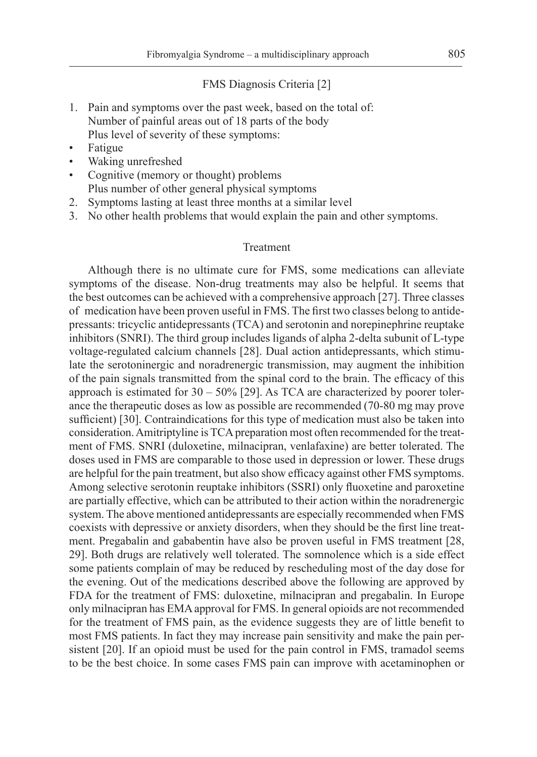### FMS Diagnosis Criteria [2]

1. Pain and symptoms over the past week, based on the total of:
   Number of painful areas out of 18 parts of the body
   Plus level of severity of these symptoms:
   - Fatigue
   - Waking unrefreshed
   - Cognitive (memory or thought) problems

   Plus number of other general physical symptoms
2. Symptoms lasting at least three months at a similar level
3. No other health problems that would explain the pain and other symptoms.

### Treatment

Although there is no ultimate cure for FMS, some medications can alleviate symptoms of the disease. Non-drug treatments may also be helpful. It seems that the best outcomes can be achieved with a comprehensive approach [27]. Three classes of medication have been proven useful in FMS. The first two classes belong to antidepressants: tricyclic antidepressants (TCA) and serotonin and norepinephrine reuptake inhibitors (SNRI). The third group includes ligands of alpha 2-delta subunit of L-type voltage-regulated calcium channels [28]. Dual action antidepressants, which stimulate the serotoninergic and noradrenergic transmission, may augment the inhibition of the pain signals transmitted from the spinal cord to the brain. The efficacy of this approach is estimated for 30 – 50% [29]. As TCA are characterized by poorer tolerance the therapeutic doses as low as possible are recommended (70-80 mg may prove sufficient) [30]. Contraindications for this type of medication must also be taken into consideration. Amitriptyline is TCA preparation most often recommended for the treatment of FMS. SNRI (duloxetine, milnacipran, venlafaxine) are better tolerated. The doses used in FMS are comparable to those used in depression or lower. These drugs are helpful for the pain treatment, but also show efficacy against other FMS symptoms. Among selective serotonin reuptake inhibitors (SSRI) only fluoxetine and paroxetine are partially effective, which can be attributed to their action within the noradrenergic system. The above mentioned antidepressants are especially recommended when FMS coexists with depressive or anxiety disorders, when they should be the first line treatment. Pregabalin and gababentin have also be proven useful in FMS treatment [28, 29]. Both drugs are relatively well tolerated. The somnolence which is a side effect some patients complain of may be reduced by rescheduling most of the day dose for the evening. Out of the medications described above the following are approved by FDA for the treatment of FMS: duloxetine, milnacipran and pregabalin. In Europe only milnacipran has EMA approval for FMS. In general opioids are not recommended for the treatment of FMS pain, as the evidence suggests they are of little benefit to most FMS patients. In fact they may increase pain sensitivity and make the pain persistent [20]. If an opioid must be used for the pain control in FMS, tramadol seems to be the best choice. In some cases FMS pain can improve with acetaminophen or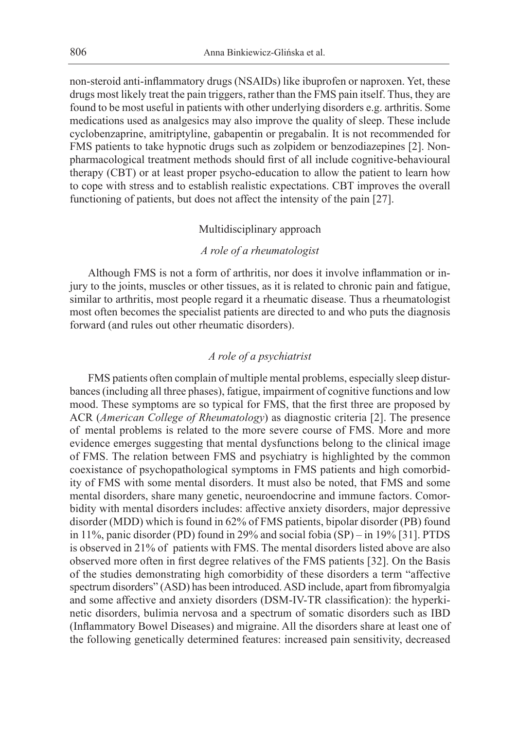non-steroid anti-inflammatory drugs (NSAIDs) like ibuprofen or naproxen. Yet, these drugs most likely treat the pain triggers, rather than the FMS pain itself. Thus, they are found to be most useful in patients with other underlying disorders e.g. arthritis. Some medications used as analgesics may also improve the quality of sleep. These include cyclobenzaprine, amitriptyline, gabapentin or pregabalin. It is not recommended for FMS patients to take hypnotic drugs such as zolpidem or benzodiazepines [2]. Non-pharmacological treatment methods should first of all include cognitive-behavioural therapy (CBT) or at least proper psycho-education to allow the patient to learn how to cope with stress and to establish realistic expectations. CBT improves the overall functioning of patients, but does not affect the intensity of the pain [27].

## Multidisciplinary approach

### *A role of a rheumatologist*

Although FMS is not a form of arthritis, nor does it involve inflammation or injury to the joints, muscles or other tissues, as it is related to chronic pain and fatigue, similar to arthritis, most people regard it a rheumatic disease. Thus a rheumatologist most often becomes the specialist patients are directed to and who puts the diagnosis forward (and rules out other rheumatic disorders).

### *A role of a psychiatrist*

FMS patients often complain of multiple mental problems, especially sleep disturbances (including all three phases), fatigue, impairment of cognitive functions and low mood. These symptoms are so typical for FMS, that the first three are proposed by ACR (*American College of Rheumatology*) as diagnostic criteria [2]. The presence of mental problems is related to the more severe course of FMS. More and more evidence emerges suggesting that mental dysfunctions belong to the clinical image of FMS. The relation between FMS and psychiatry is highlighted by the common coexistance of psychopathological symptoms in FMS patients and high comorbidity of FMS with some mental disorders. It must also be noted, that FMS and some mental disorders, share many genetic, neuroendocrine and immune factors. Comorbidity with mental disorders includes: affective anxiety disorders, major depressive disorder (MDD) which is found in 62% of FMS patients, bipolar disorder (PB) found in 11%, panic disorder (PD) found in 29% and social fobia (SP) – in 19% [31]. PTDS is observed in 21% of patients with FMS. The mental disorders listed above are also observed more often in first degree relatives of the FMS patients [32]. On the Basis of the studies demonstrating high comorbidity of these disorders a term "affective spectrum disorders" (ASD) has been introduced. ASD include, apart from fibromyalgia and some affective and anxiety disorders (DSM-IV-TR classification): the hyperkinetic disorders, bulimia nervosa and a spectrum of somatic disorders such as IBD (Inflammatory Bowel Diseases) and migraine. All the disorders share at least one of the following genetically determined features: increased pain sensitivity, decreased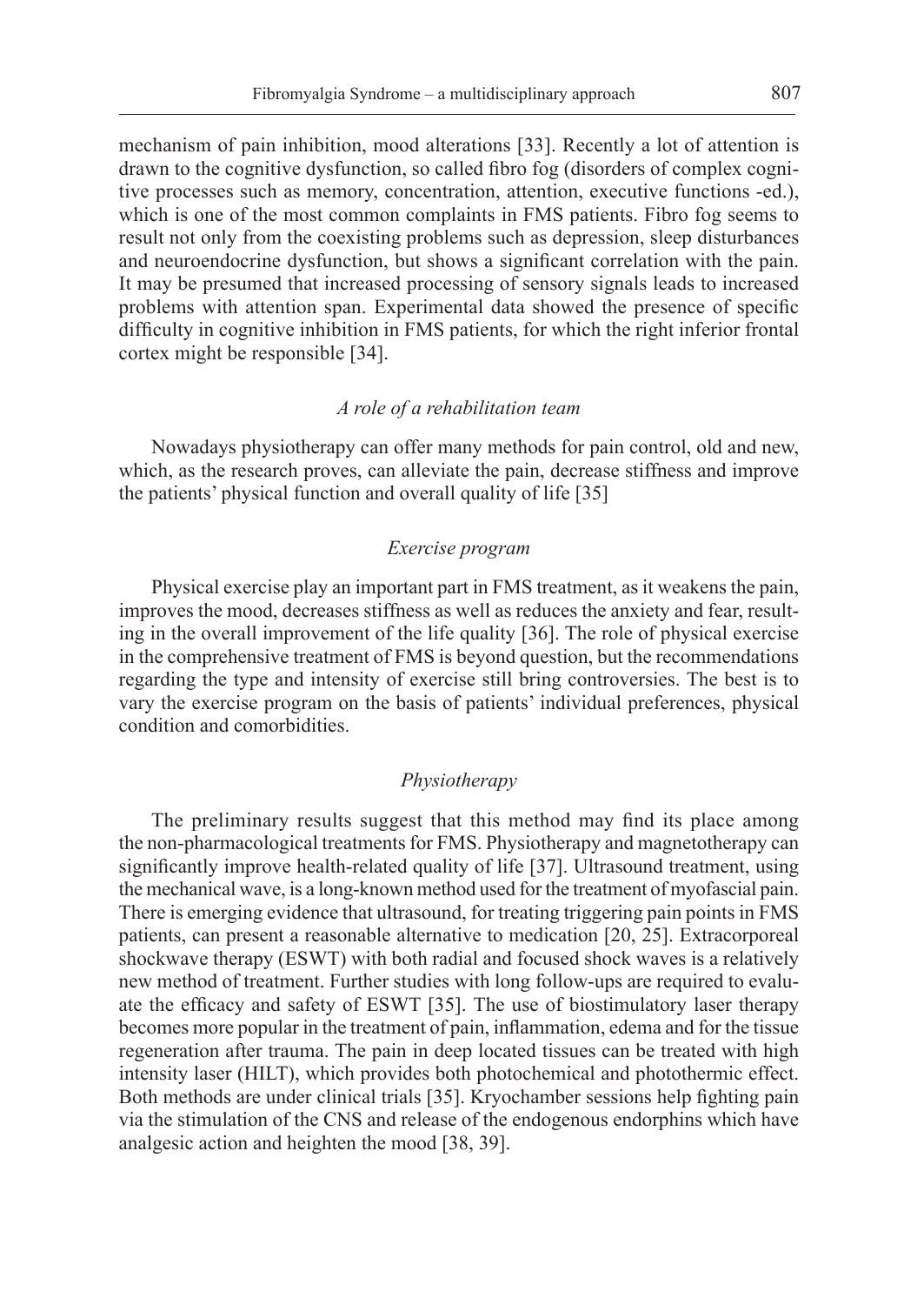mechanism of pain inhibition, mood alterations [33]. Recently a lot of attention is drawn to the cognitive dysfunction, so called fibro fog (disorders of complex cognitive processes such as memory, concentration, attention, executive functions -ed.), which is one of the most common complaints in FMS patients. Fibro fog seems to result not only from the coexisting problems such as depression, sleep disturbances and neuroendocrine dysfunction, but shows a significant correlation with the pain. It may be presumed that increased processing of sensory signals leads to increased problems with attention span. Experimental data showed the presence of specific difficulty in cognitive inhibition in FMS patients, for which the right inferior frontal cortex might be responsible [34].

### *A role of a rehabilitation team*

Nowadays physiotherapy can offer many methods for pain control, old and new, which, as the research proves, can alleviate the pain, decrease stiffness and improve the patients' physical function and overall quality of life [35]

### *Exercise program*

Physical exercise play an important part in FMS treatment, as it weakens the pain, improves the mood, decreases stiffness as well as reduces the anxiety and fear, resulting in the overall improvement of the life quality [36]. The role of physical exercise in the comprehensive treatment of FMS is beyond question, but the recommendations regarding the type and intensity of exercise still bring controversies. The best is to vary the exercise program on the basis of patients' individual preferences, physical condition and comorbidities.

### *Physiotherapy*

The preliminary results suggest that this method may find its place among the non-pharmacological treatments for FMS. Physiotherapy and magnetotherapy can significantly improve health-related quality of life [37]. Ultrasound treatment, using the mechanical wave, is a long-known method used for the treatment of myofascial pain. There is emerging evidence that ultrasound, for treating triggering pain points in FMS patients, can present a reasonable alternative to medication [20, 25]. Extracorporeal shockwave therapy (ESWT) with both radial and focused shock waves is a relatively new method of treatment. Further studies with long follow-ups are required to evaluate the efficacy and safety of ESWT [35]. The use of biostimulatory laser therapy becomes more popular in the treatment of pain, inflammation, edema and for the tissue regeneration after trauma. The pain in deep located tissues can be treated with high intensity laser (HILT), which provides both photochemical and photothermic effect. Both methods are under clinical trials [35]. Kryochamber sessions help fighting pain via the stimulation of the CNS and release of the endogenous endorphins which have analgesic action and heighten the mood [38, 39].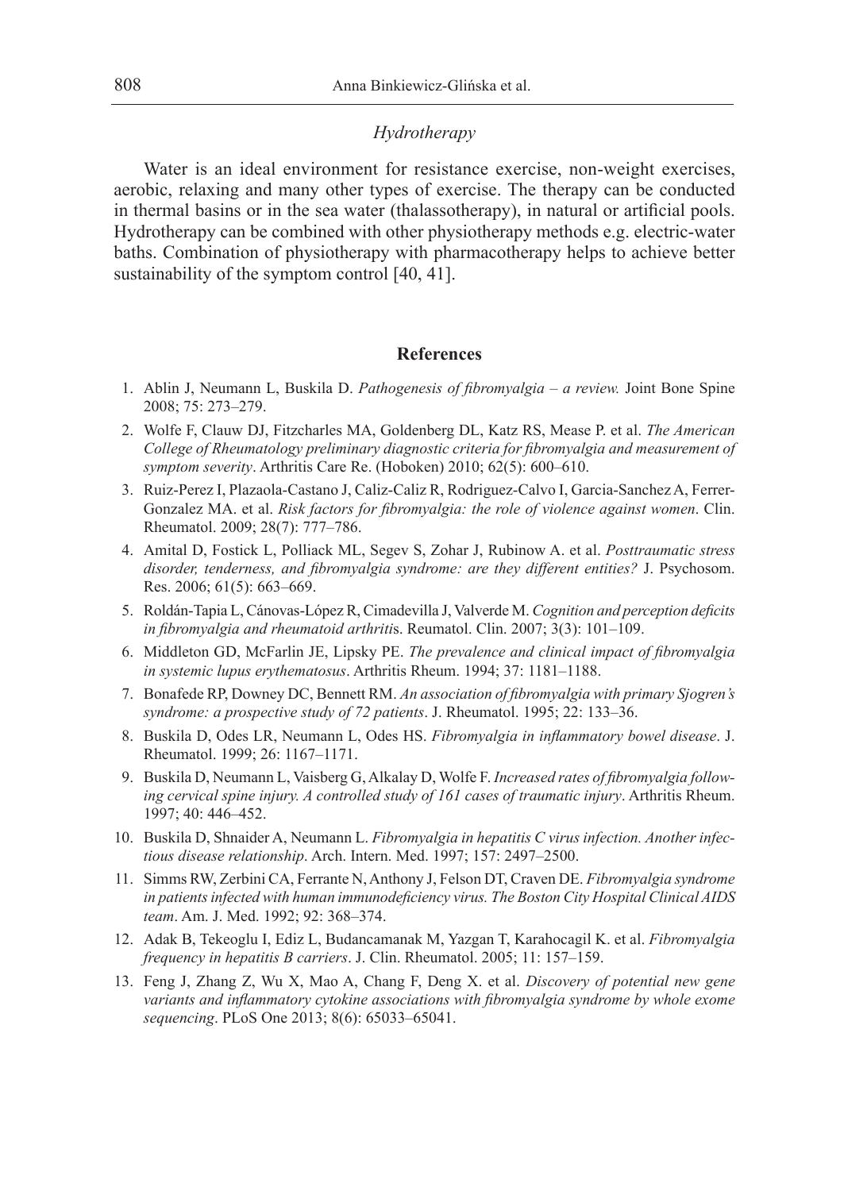### *Hydrotherapy*

Water is an ideal environment for resistance exercise, non-weight exercises, aerobic, relaxing and many other types of exercise. The therapy can be conducted in thermal basins or in the sea water (thalassotherapy), in natural or artificial pools. Hydrotherapy can be combined with other physiotherapy methods e.g. electric-water baths. Combination of physiotherapy with pharmacotherapy helps to achieve better sustainability of the symptom control [40, 41].

## References

1. Ablin J, Neumann L, Buskila D. *Pathogenesis of fibromyalgia – a review.* Joint Bone Spine 2008; 75: 273–279.
2. Wolfe F, Clauw DJ, Fitzcharles MA, Goldenberg DL, Katz RS, Mease P. et al. *The American College of Rheumatology preliminary diagnostic criteria for fibromyalgia and measurement of symptom severity*. Arthritis Care Re. (Hoboken) 2010; 62(5): 600–610.
3. Ruiz-Perez I, Plazaola-Castano J, Caliz-Caliz R, Rodriguez-Calvo I, Garcia-Sanchez A, Ferrer-Gonzalez MA. et al. *Risk factors for fibromyalgia: the role of violence against women*. Clin. Rheumatol. 2009; 28(7): 777–786.
4. Amital D, Fostick L, Polliack ML, Segev S, Zohar J, Rubinow A. et al. *Posttraumatic stress disorder, tenderness, and fibromyalgia syndrome: are they different entities?* J. Psychosom. Res. 2006; 61(5): 663–669.
5. Roldán-Tapia L, Cánovas-López R, Cimadevilla J, Valverde M. *Cognition and perception deficits in fibromyalgia and rheumatoid arthriti*s. Reumatol. Clin. 2007; 3(3): 101–109.
6. Middleton GD, McFarlin JE, Lipsky PE. *The prevalence and clinical impact of fibromyalgia in systemic lupus erythematosus*. Arthritis Rheum. 1994; 37: 1181–1188.
7. Bonafede RP, Downey DC, Bennett RM. *An association of fibromyalgia with primary Sjogren's syndrome: a prospective study of 72 patients*. J. Rheumatol. 1995; 22: 133–36.
8. Buskila D, Odes LR, Neumann L, Odes HS. *Fibromyalgia in inflammatory bowel disease*. J. Rheumatol. 1999; 26: 1167–1171.
9. Buskila D, Neumann L, Vaisberg G, Alkalay D, Wolfe F. *Increased rates of fibromyalgia following cervical spine injury. A controlled study of 161 cases of traumatic injury*. Arthritis Rheum. 1997; 40: 446–452.
10. Buskila D, Shnaider A, Neumann L. *Fibromyalgia in hepatitis C virus infection. Another infectious disease relationship*. Arch. Intern. Med. 1997; 157: 2497–2500.
11. Simms RW, Zerbini CA, Ferrante N, Anthony J, Felson DT, Craven DE. *Fibromyalgia syndrome in patients infected with human immunodeficiency virus. The Boston City Hospital Clinical AIDS team*. Am. J. Med. 1992; 92: 368–374.
12. Adak B, Tekeoglu I, Ediz L, Budancamanak M, Yazgan T, Karahocagil K. et al. *Fibromyalgia frequency in hepatitis B carriers*. J. Clin. Rheumatol. 2005; 11: 157–159.
13. Feng J, Zhang Z, Wu X, Mao A, Chang F, Deng X. et al. *Discovery of potential new gene variants and inflammatory cytokine associations with fibromyalgia syndrome by whole exome sequencing*. PLoS One 2013; 8(6): 65033–65041.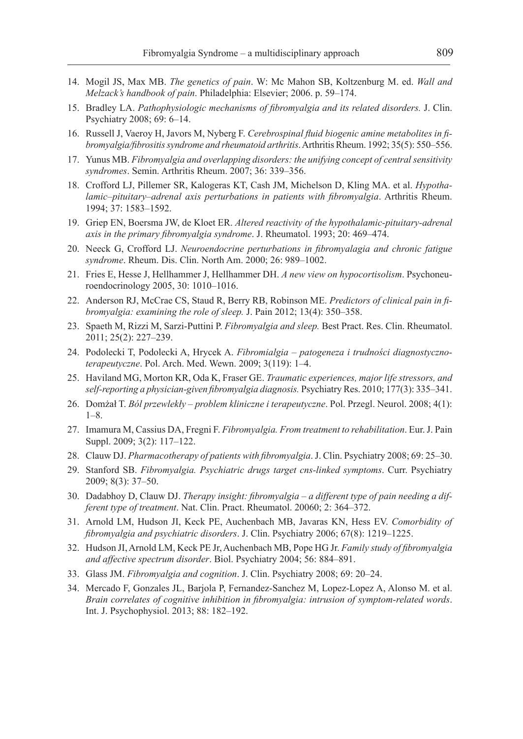14. Mogil JS, Max MB. *The genetics of pain*. W: Mc Mahon SB, Koltzenburg M. ed. *Wall and Melzack's handbook of pain*. Philadelphia: Elsevier; 2006. p. 59–174.
15. Bradley LA. *Pathophysiologic mechanisms of fibromyalgia and its related disorders.* J. Clin. Psychiatry 2008; 69: 6–14.
16. Russell J, Vaeroy H, Javors M, Nyberg F. *Cerebrospinal fluid biogenic amine metabolites in fibromyalgia/fibrositis syndrome and rheumatoid arthritis*. Arthritis Rheum. 1992; 35(5): 550–556.
17. Yunus MB. *Fibromyalgia and overlapping disorders: the unifying concept of central sensitivity syndromes*. Semin. Arthritis Rheum. 2007; 36: 339–356.
18. Crofford LJ, Pillemer SR, Kalogeras KT, Cash JM, Michelson D, Kling MA. et al. *Hypothalamic–pituitary–adrenal axis perturbations in patients with fibromyalgia*. Arthritis Rheum. 1994; 37: 1583–1592.
19. Griep EN, Boersma JW, de Kloet ER. *Altered reactivity of the hypothalamic-pituitary-adrenal axis in the primary fibromyalgia syndrome*. J. Rheumatol. 1993; 20: 469–474.
20. Neeck G, Crofford LJ. *Neuroendocrine perturbations in fibromyalagia and chronic fatigue syndrome*. Rheum. Dis. Clin. North Am. 2000; 26: 989–1002.
21. Fries E, Hesse J, Hellhammer J, Hellhammer DH. *A new view on hypocortisolism*. Psychoneuroendocrinology 2005, 30: 1010–1016.
22. Anderson RJ, McCrae CS, Staud R, Berry RB, Robinson ME. *Predictors of clinical pain in fibromyalgia: examining the role of sleep.* J. Pain 2012; 13(4): 350–358.
23. Spaeth M, Rizzi M, Sarzi-Puttini P. *Fibromyalgia and sleep.* Best Pract. Res. Clin. Rheumatol. 2011; 25(2): 227–239.
24. Podolecki T, Podolecki A, Hrycek A. *Fibromialgia – patogeneza i trudności diagnostyczno-terapeutyczne*. Pol. Arch. Med. Wewn. 2009; 3(119): 1–4.
25. Haviland MG, Morton KR, Oda K, Fraser GE. *Traumatic experiences, major life stressors, and self-reporting a physician-given fibromyalgia diagnosis.* Psychiatry Res. 2010; 177(3): 335–341.
26. Domżał T. *Ból przewlekły – problem kliniczne i terapeutyczne*. Pol. Przegl. Neurol. 2008; 4(1): 1–8.
27. Imamura M, Cassius DA, Fregni F. *Fibromyalgia. From treatment to rehabilitation*. Eur. J. Pain Suppl. 2009; 3(2): 117–122.
28. Clauw DJ. *Pharmacotherapy of patients with fibromyalgia*. J. Clin. Psychiatry 2008; 69: 25–30.
29. Stanford SB. *Fibromyalgia. Psychiatric drugs target cns-linked symptoms*. Curr. Psychiatry 2009; 8(3): 37–50.
30. Dadabhoy D, Clauw DJ. *Therapy insight: fibromyalgia – a different type of pain needing a different type of treatment*. Nat. Clin. Pract. Rheumatol. 20060; 2: 364–372.
31. Arnold LM, Hudson JI, Keck PE, Auchenbach MB, Javaras KN, Hess EV. *Comorbidity of fibromyalgia and psychiatric disorders*. J. Clin. Psychiatry 2006; 67(8): 1219–1225.
32. Hudson JI, Arnold LM, Keck PE Jr, Auchenbach MB, Pope HG Jr. *Family study of fibromyalgia and affective spectrum disorder*. Biol. Psychiatry 2004; 56: 884–891.
33. Glass JM. *Fibromyalgia and cognition*. J. Clin. Psychiatry 2008; 69: 20–24.
34. Mercado F, Gonzales JL, Barjola P, Fernandez-Sanchez M, Lopez-Lopez A, Alonso M. et al. *Brain correlates of cognitive inhibition in fibromyalgia: intrusion of symptom-related words*. Int. J. Psychophysiol. 2013; 88: 182–192.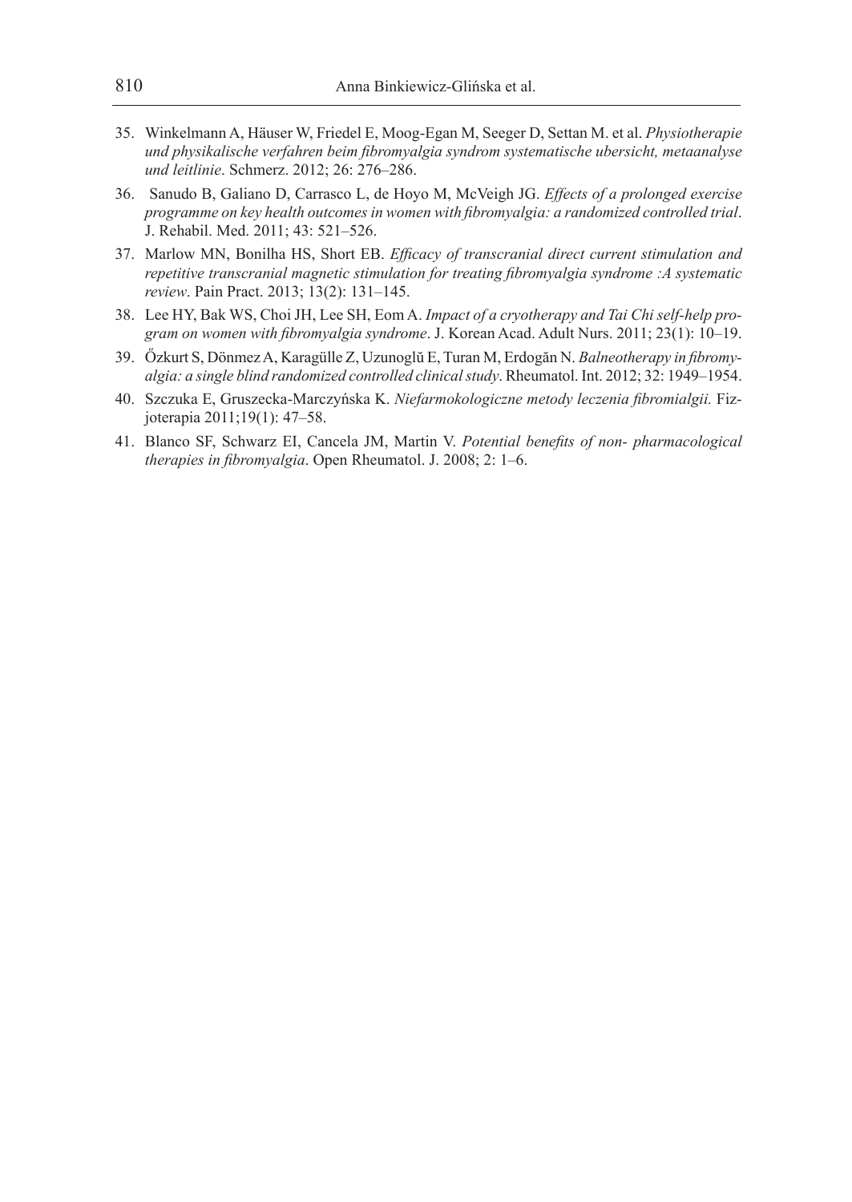35. Winkelmann A, Häuser W, Friedel E, Moog-Egan M, Seeger D, Settan M. et al. *Physiotherapie und physikalische verfahren beim fibromyalgia syndrom systematische ubersicht, metaanalyse und leitlinie*. Schmerz. 2012; 26: 276–286.
36. Sanudo B, Galiano D, Carrasco L, de Hoyo M, McVeigh JG. *Effects of a prolonged exercise programme on key health outcomes in women with fibromyalgia: a randomized controlled trial*. J. Rehabil. Med. 2011; 43: 521–526.
37. Marlow MN, Bonilha HS, Short EB. *Efficacy of transcranial direct current stimulation and repetitive transcranial magnetic stimulation for treating fibromyalgia syndrome :A systematic review*. Pain Pract. 2013; 13(2): 131–145.
38. Lee HY, Bak WS, Choi JH, Lee SH, Eom A. *Impact of a cryotherapy and Tai Chi self-help program on women with fibromyalgia syndrome*. J. Korean Acad. Adult Nurs. 2011; 23(1): 10–19.
39. Őzkurt S, Dönmez A, Karagülle Z, Uzunoglŭ E, Turan M, Erdogăn N. *Balneotherapy in fibromyalgia: a single blind randomized controlled clinical study*. Rheumatol. Int. 2012; 32: 1949–1954.
40. Szczuka E, Gruszecka-Marczyńska K. *Niefarmokologiczne metody leczenia fibromialgii.* Fizjoterapia 2011;19(1): 47–58.
41. Blanco SF, Schwarz EI, Cancela JM, Martin V. *Potential benefits of non- pharmacological therapies in fibromyalgia*. Open Rheumatol. J. 2008; 2: 1–6.